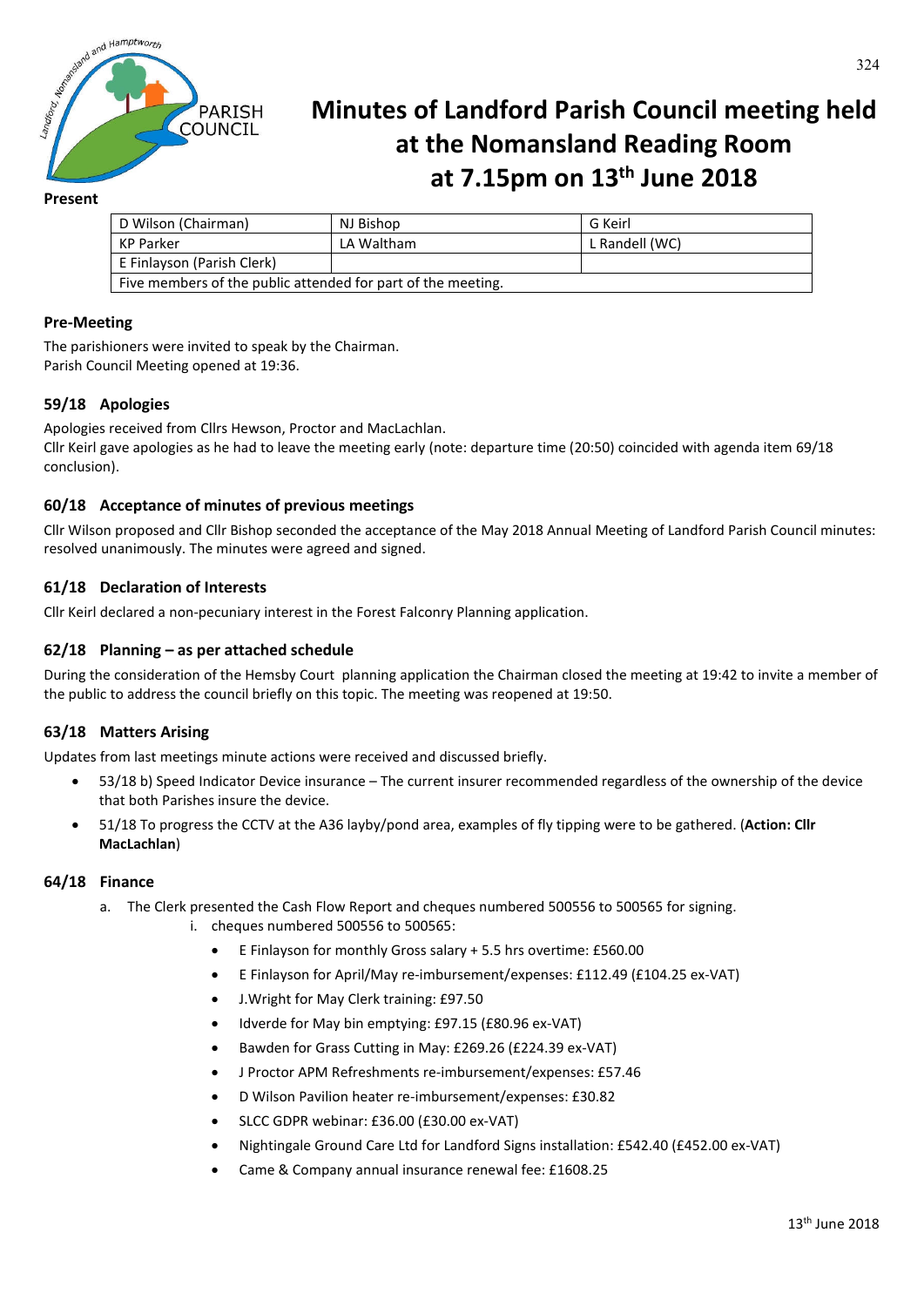# Minutes of Landford Parish Council meeting held at the Nomansland Reading Room at 7.15pm on 13th June 2018

**Present**

| D Wilson (Chairman) | NJ Bishop | G Keirl |
|---|---|---|
| KP Parker | LA Waltham | L Randell (WC) |
| E Finlayson (Parish Clerk) | | |
| Five members of the public attended for part of the meeting. | | |

### Pre-Meeting

The parishioners were invited to speak by the Chairman.
Parish Council Meeting opened at 19:36.

### 59/18 Apologies

Apologies received from Cllrs Hewson, Proctor and MacLachlan.
Cllr Keirl gave apologies as he had to leave the meeting early (note: departure time (20:50) coincided with agenda item 69/18 conclusion).

### 60/18 Acceptance of minutes of previous meetings

Cllr Wilson proposed and Cllr Bishop seconded the acceptance of the May 2018 Annual Meeting of Landford Parish Council minutes: resolved unanimously. The minutes were agreed and signed.

### 61/18 Declaration of Interests

Cllr Keirl declared a non-pecuniary interest in the Forest Falconry Planning application.

### 62/18 Planning – as per attached schedule

During the consideration of the Hemsby Court planning application the Chairman closed the meeting at 19:42 to invite a member of the public to address the council briefly on this topic. The meeting was reopened at 19:50.

### 63/18 Matters Arising

Updates from last meetings minute actions were received and discussed briefly.

- 53/18 b) Speed Indicator Device insurance – The current insurer recommended regardless of the ownership of the device that both Parishes insure the device.
- 51/18 To progress the CCTV at the A36 layby/pond area, examples of fly tipping were to be gathered. (**Action: Cllr MacLachlan**)

### 64/18 Finance

a. The Clerk presented the Cash Flow Report and cheques numbered 500556 to 500565 for signing.
   i. cheques numbered 500556 to 500565:
      - E Finlayson for monthly Gross salary + 5.5 hrs overtime: £560.00
      - E Finlayson for April/May re-imbursement/expenses: £112.49 (£104.25 ex-VAT)
      - J.Wright for May Clerk training: £97.50
      - Idverde for May bin emptying: £97.15 (£80.96 ex-VAT)
      - Bawden for Grass Cutting in May: £269.26 (£224.39 ex-VAT)
      - J Proctor APM Refreshments re-imbursement/expenses: £57.46
      - D Wilson Pavilion heater re-imbursement/expenses: £30.82
      - SLCC GDPR webinar: £36.00 (£30.00 ex-VAT)
      - Nightingale Ground Care Ltd for Landford Signs installation: £542.40 (£452.00 ex-VAT)
      - Came & Company annual insurance renewal fee: £1608.25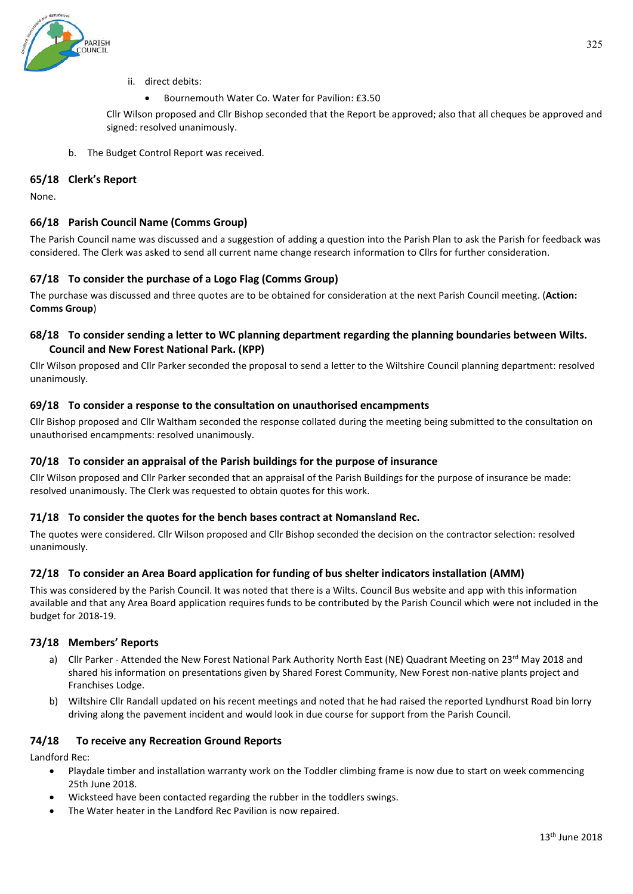ii. direct debits:

- Bournemouth Water Co. Water for Pavilion: £3.50

Cllr Wilson proposed and Cllr Bishop seconded that the Report be approved; also that all cheques be approved and signed: resolved unanimously.

b. The Budget Control Report was received.

### 65/18 Clerk's Report

None.

### 66/18 Parish Council Name (Comms Group)

The Parish Council name was discussed and a suggestion of adding a question into the Parish Plan to ask the Parish for feedback was considered. The Clerk was asked to send all current name change research information to Cllrs for further consideration.

### 67/18 To consider the purchase of a Logo Flag (Comms Group)

The purchase was discussed and three quotes are to be obtained for consideration at the next Parish Council meeting. (**Action: Comms Group**)

### 68/18 To consider sending a letter to WC planning department regarding the planning boundaries between Wilts. Council and New Forest National Park. (KPP)

Cllr Wilson proposed and Cllr Parker seconded the proposal to send a letter to the Wiltshire Council planning department: resolved unanimously.

### 69/18 To consider a response to the consultation on unauthorised encampments

Cllr Bishop proposed and Cllr Waltham seconded the response collated during the meeting being submitted to the consultation on unauthorised encampments: resolved unanimously.

### 70/18 To consider an appraisal of the Parish buildings for the purpose of insurance

Cllr Wilson proposed and Cllr Parker seconded that an appraisal of the Parish Buildings for the purpose of insurance be made: resolved unanimously. The Clerk was requested to obtain quotes for this work.

### 71/18 To consider the quotes for the bench bases contract at Nomansland Rec.

The quotes were considered. Cllr Wilson proposed and Cllr Bishop seconded the decision on the contractor selection: resolved unanimously.

### 72/18 To consider an Area Board application for funding of bus shelter indicators installation (AMM)

This was considered by the Parish Council. It was noted that there is a Wilts. Council Bus website and app with this information available and that any Area Board application requires funds to be contributed by the Parish Council which were not included in the budget for 2018-19.

### 73/18 Members' Reports

a) Cllr Parker - Attended the New Forest National Park Authority North East (NE) Quadrant Meeting on 23rd May 2018 and shared his information on presentations given by Shared Forest Community, New Forest non-native plants project and Franchises Lodge.

b) Wiltshire Cllr Randall updated on his recent meetings and noted that he had raised the reported Lyndhurst Road bin lorry driving along the pavement incident and would look in due course for support from the Parish Council.

### 74/18 To receive any Recreation Ground Reports

Landford Rec:

- Playdale timber and installation warranty work on the Toddler climbing frame is now due to start on week commencing 25th June 2018.
- Wicksteed have been contacted regarding the rubber in the toddlers swings.
- The Water heater in the Landford Rec Pavilion is now repaired.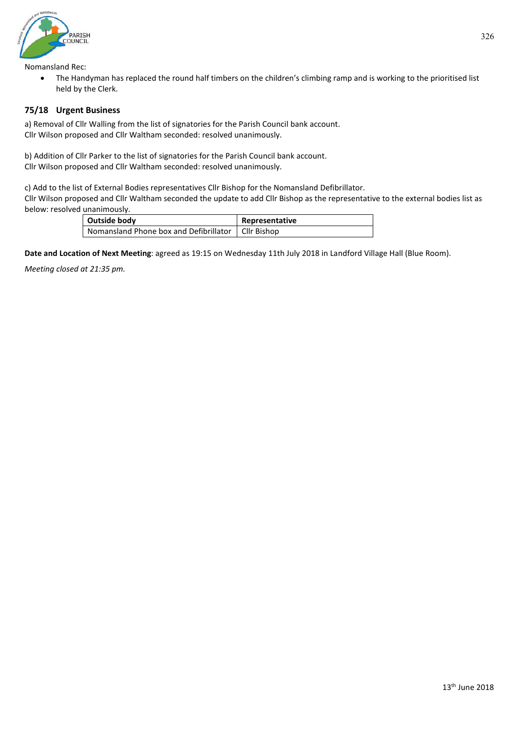Nomansland Rec:

- The Handyman has replaced the round half timbers on the children's climbing ramp and is working to the prioritised list held by the Clerk.

### 75/18 Urgent Business

a) Removal of Cllr Walling from the list of signatories for the Parish Council bank account.
Cllr Wilson proposed and Cllr Waltham seconded: resolved unanimously.

b) Addition of Cllr Parker to the list of signatories for the Parish Council bank account.
Cllr Wilson proposed and Cllr Waltham seconded: resolved unanimously.

c) Add to the list of External Bodies representatives Cllr Bishop for the Nomansland Defibrillator.
Cllr Wilson proposed and Cllr Waltham seconded the update to add Cllr Bishop as the representative to the external bodies list as below: resolved unanimously.

| Outside body | Representative |
|---|---|
| Nomansland Phone box and Defibrillator | Cllr Bishop |

**Date and Location of Next Meeting**: agreed as 19:15 on Wednesday 11th July 2018 in Landford Village Hall (Blue Room).

*Meeting closed at 21:35 pm.*